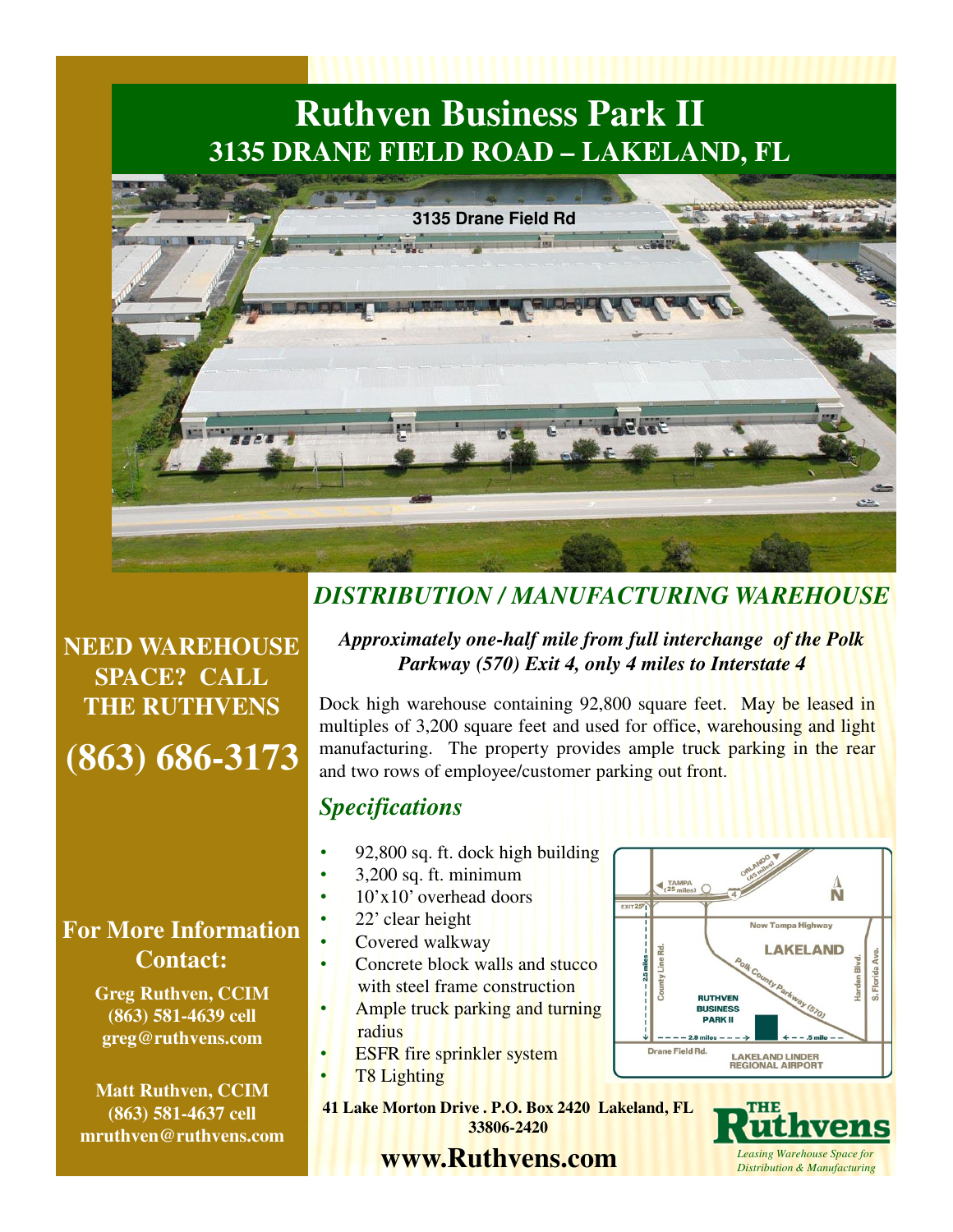# Ruthven Business Park II

## 3135 DRANE FIELD ROAD – LAKELAND, FL

## *DISTRIBUTION / MANUFACTURING WAREHOUSE*

***Approximately one-half mile from full interchange of the Polk Parkway (570) Exit 4, only 4 miles to Interstate 4***

Dock high warehouse containing 92,800 square feet. May be leased in multiples of 3,200 square feet and used for office, warehousing and light manufacturing. The property provides ample truck parking in the rear and two rows of employee/customer parking out front.

## *Specifications*

- 92,800 sq. ft. dock high building
- 3,200 sq. ft. minimum
- 10'x10' overhead doors
- 22' clear height
- Covered walkway
- Concrete block walls and stucco with steel frame construction
- Ample truck parking and turning radius
- ESFR fire sprinkler system
- T8 Lighting

**NEED WAREHOUSE SPACE? CALL THE RUTHVENS**

**(863) 686-3173**

### For More Information Contact:

**Greg Ruthven, CCIM**
**(863) 581-4639 cell**
**greg@ruthvens.com**

**Matt Ruthven, CCIM**
**(863) 581-4637 cell**
**mruthven@ruthvens.com**

**41 Lake Morton Drive . P.O. Box 2420 Lakeland, FL 33806-2420**

**www.Ruthvens.com**

**THE Ruthvens**
*Leasing Warehouse Space for Distribution & Manufacturing*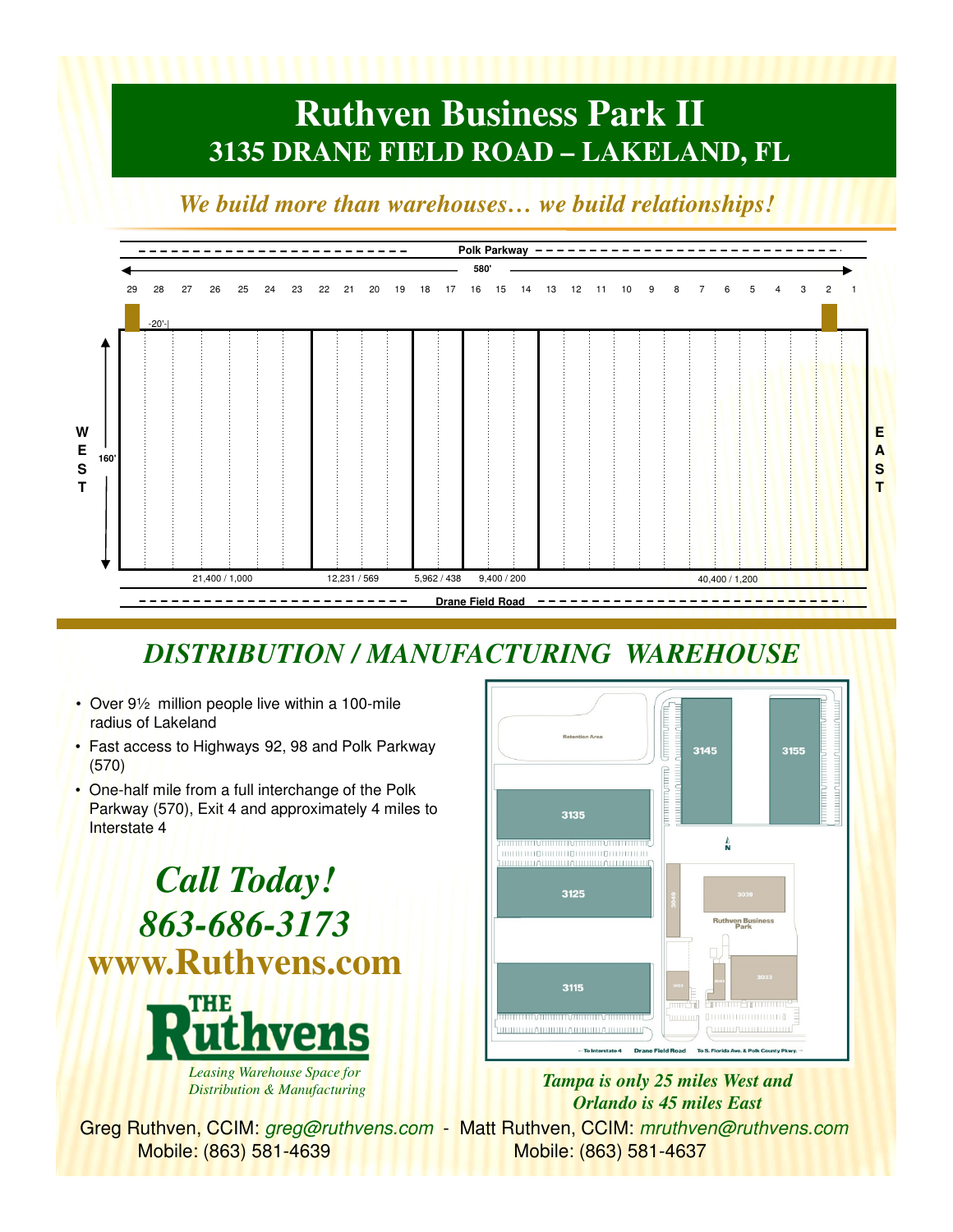# Ruthven Business Park II

## 3135 DRANE FIELD ROAD – LAKELAND, FL

*We build more than warehouses… we build relationships!*

Polk Parkway

580'

29 28 27 26 25 24 23 22 21 20 19 18 17 16 15 14 13 12 11 10 9 8 7 6 5 4 3 2 1

-20'-|

WEST

160'

EAST

21,400 / 1,000

12,231 / 569

5,962 / 438

9,400 / 200

40,400 / 1,200

Drane Field Road

## *DISTRIBUTION / MANUFACTURING WAREHOUSE*

- Over 9½ million people live within a 100-mile radius of Lakeland
- Fast access to Highways 92, 98 and Polk Parkway (570)
- One-half mile from a full interchange of the Polk Parkway (570), Exit 4 and approximately 4 miles to Interstate 4

Retention Area

3145

3155

3135

N

3125

3049

3039

Ruthven Business Park

3115

3053

3043

3033

← To Interstate 4

Drane Field Road

To S. Florida Ave. & Polk County Pkwy. →

***Call Today!***

***863-686-3173***

**www.Ruthvens.com**

**THE Ruthvens**

*Leasing Warehouse Space for Distribution & Manufacturing*

***Tampa is only 25 miles West and Orlando is 45 miles East***

Greg Ruthven, CCIM: *greg@ruthvens.com* - Matt Ruthven, CCIM: *mruthven@ruthvens.com*

Mobile: (863) 581-4639 Mobile: (863) 581-4637